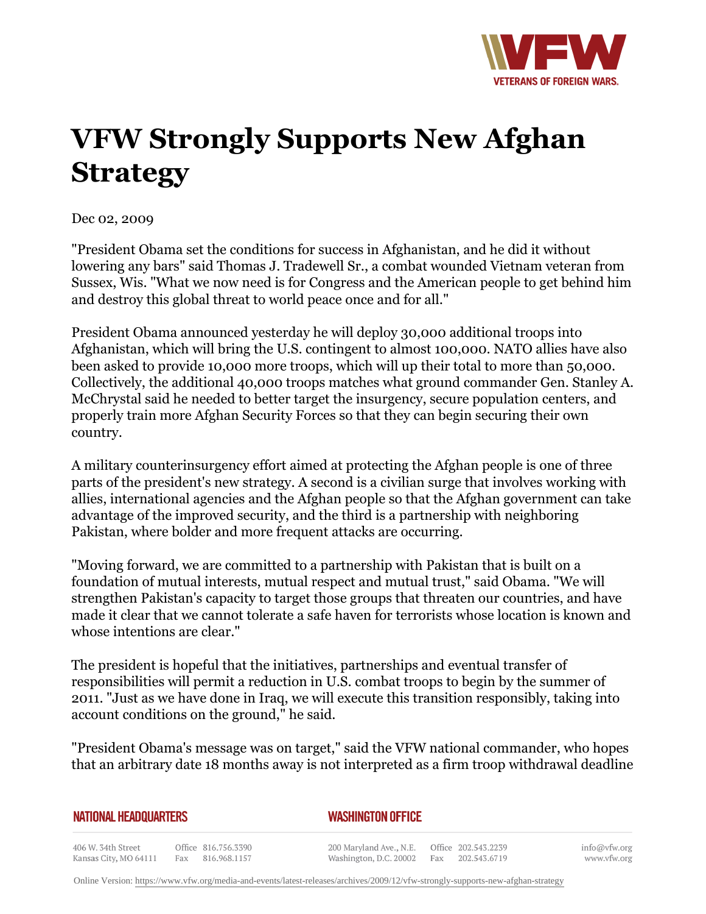# VFW Strongly Supports New Afghan Strategy

Dec 02, 2009

"President Obama set the conditions for success in Afghanistan, and he did it without lowering any bars" said Thomas J. Tradewell Sr., a combat wounded Vietnam veteran from Sussex, Wis. "What we now need is for Congress and the American people to get behind him and destroy this global threat to world peace once and for all."

President Obama announced yesterday he will deploy 30,000 additional troops into Afghanistan, which will bring the U.S. contingent to almost 100,000. NATO allies have also been asked to provide 10,000 more troops, which will up their total to more than 50,000. Collectively, the additional 40,000 troops matches what ground commander Gen. Stanley A. McChrystal said he needed to better target the insurgency, secure population centers, and properly train more Afghan Security Forces so that they can begin securing their own country.

A military counterinsurgency effort aimed at protecting the Afghan people is one of three parts of the president's new strategy. A second is a civilian surge that involves working with allies, international agencies and the Afghan people so that the Afghan government can take advantage of the improved security, and the third is a partnership with neighboring Pakistan, where bolder and more frequent attacks are occurring.

"Moving forward, we are committed to a partnership with Pakistan that is built on a foundation of mutual interests, mutual respect and mutual trust," said Obama. "We will strengthen Pakistan's capacity to target those groups that threaten our countries, and have made it clear that we cannot tolerate a safe haven for terrorists whose location is known and whose intentions are clear."

The president is hopeful that the initiatives, partnerships and eventual transfer of responsibilities will permit a reduction in U.S. combat troops to begin by the summer of 2011. "Just as we have done in Iraq, we will execute this transition responsibly, taking into account conditions on the ground," he said.

"President Obama's message was on target," said the VFW national commander, who hopes that an arbitrary date 18 months away is not interpreted as a firm troop withdrawal deadline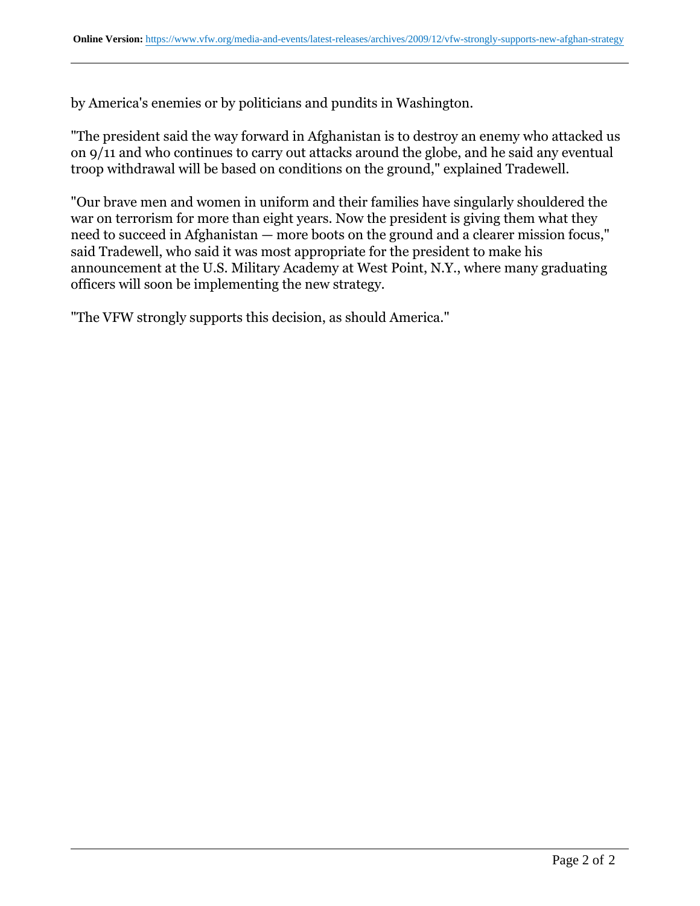by America's enemies or by politicians and pundits in Washington.

"The president said the way forward in Afghanistan is to destroy an enemy who attacked us on 9/11 and who continues to carry out attacks around the globe, and he said any eventual troop withdrawal will be based on conditions on the ground," explained Tradewell.

"Our brave men and women in uniform and their families have singularly shouldered the war on terrorism for more than eight years. Now the president is giving them what they need to succeed in Afghanistan — more boots on the ground and a clearer mission focus," said Tradewell, who said it was most appropriate for the president to make his announcement at the U.S. Military Academy at West Point, N.Y., where many graduating officers will soon be implementing the new strategy.

"The VFW strongly supports this decision, as should America."